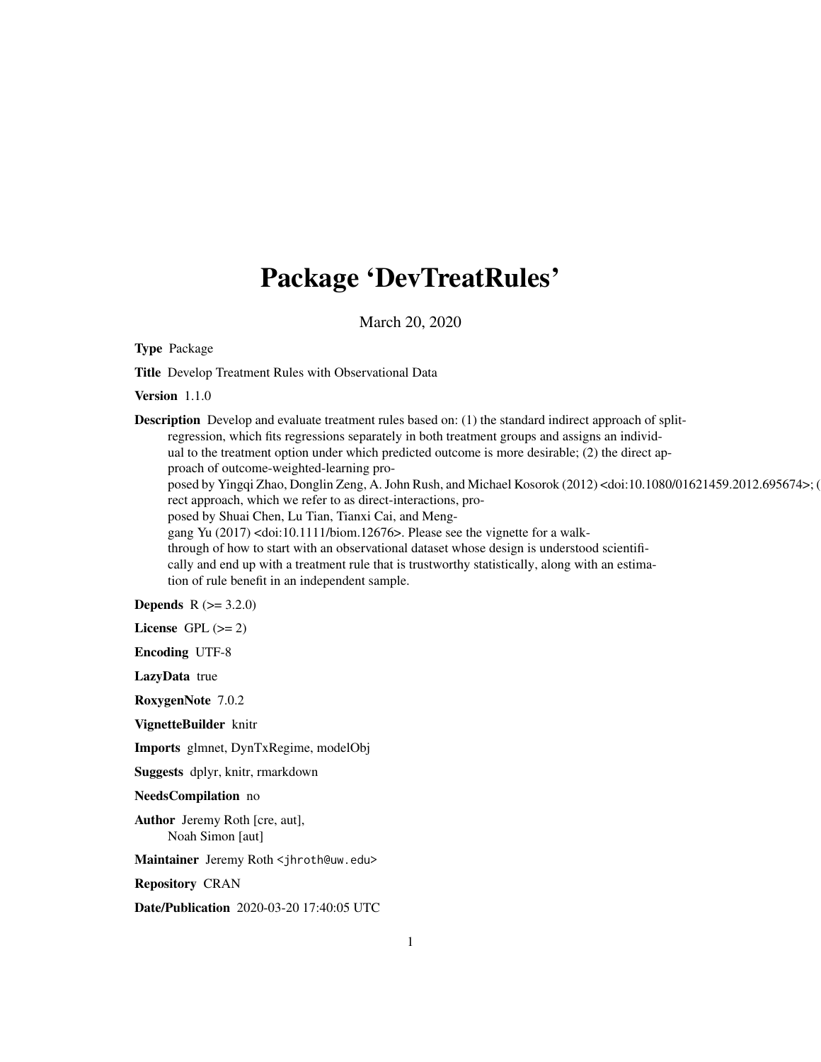# Package 'DevTreatRules'

March 20, 2020

**Type** Package

**Title** Develop Treatment Rules with Observational Data

**Version** 1.1.0

**Description** Develop and evaluate treatment rules based on: (1) the standard indirect approach of split-regression, which fits regressions separately in both treatment groups and assigns an individual to the treatment option under which predicted outcome is more desirable; (2) the direct approach of outcome-weighted-learning proposed by Yingqi Zhao, Donglin Zeng, A. John Rush, and Michael Kosorok (2012) <doi:10.1080/01621459.2012.695674>; (rect approach, which we refer to as direct-interactions, proposed by Shuai Chen, Lu Tian, Tianxi Cai, and Menggang Yu (2017) <doi:10.1111/biom.12676>. Please see the vignette for a walk-through of how to start with an observational dataset whose design is understood scientifically and end up with a treatment rule that is trustworthy statistically, along with an estimation of rule benefit in an independent sample.

**Depends** R (>= 3.2.0)

**License** GPL (>= 2)

**Encoding** UTF-8

**LazyData** true

**RoxygenNote** 7.0.2

**VignetteBuilder** knitr

**Imports** glmnet, DynTxRegime, modelObj

**Suggests** dplyr, knitr, rmarkdown

**NeedsCompilation** no

**Author** Jeremy Roth [cre, aut],
Noah Simon [aut]

**Maintainer** Jeremy Roth <jhroth@uw.edu>

**Repository** CRAN

**Date/Publication** 2020-03-20 17:40:05 UTC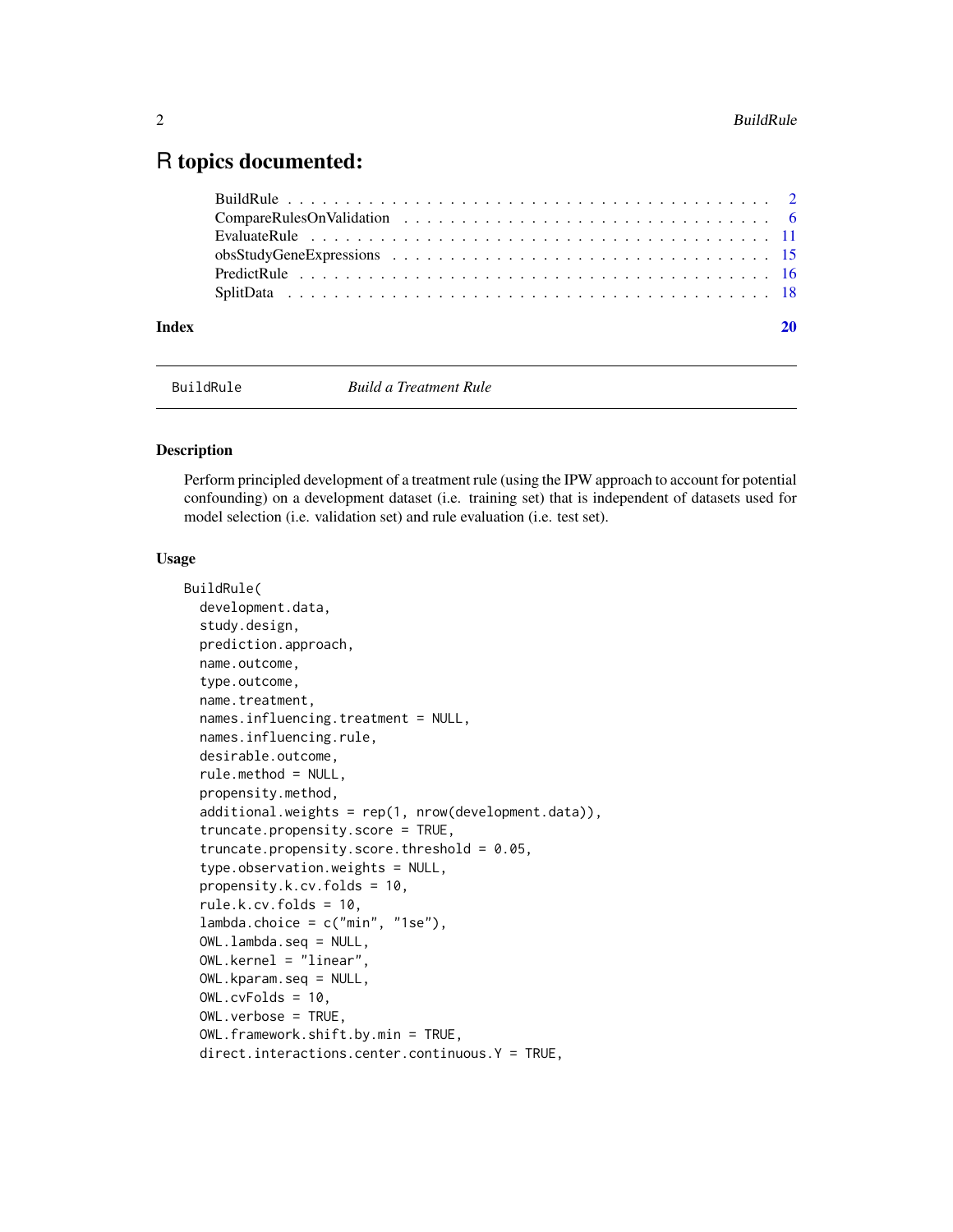# R topics documented:

- BuildRule . . . . . . . . . . . . . . . . . . . . . . . . . . . . . . . . . . . . . . 2
- CompareRulesOnValidation . . . . . . . . . . . . . . . . . . . . . . . . . . . . . 6
- EvaluateRule . . . . . . . . . . . . . . . . . . . . . . . . . . . . . . . . . . . . 11
- obsStudyGeneExpressions . . . . . . . . . . . . . . . . . . . . . . . . . . . . . 15
- PredictRule . . . . . . . . . . . . . . . . . . . . . . . . . . . . . . . . . . . . 16
- SplitData . . . . . . . . . . . . . . . . . . . . . . . . . . . . . . . . . . . . . 18

**Index** **20**

---

`BuildRule` *Build a Treatment Rule*

---

### Description

Perform principled development of a treatment rule (using the IPW approach to account for potential confounding) on a development dataset (i.e. training set) that is independent of datasets used for model selection (i.e. validation set) and rule evaluation (i.e. test set).

### Usage

```
BuildRule(
  development.data,
  study.design,
  prediction.approach,
  name.outcome,
  type.outcome,
  name.treatment,
  names.influencing.treatment = NULL,
  names.influencing.rule,
  desirable.outcome,
  rule.method = NULL,
  propensity.method,
  additional.weights = rep(1, nrow(development.data)),
  truncate.propensity.score = TRUE,
  truncate.propensity.score.threshold = 0.05,
  type.observation.weights = NULL,
  propensity.k.cv.folds = 10,
  rule.k.cv.folds = 10,
  lambda.choice = c("min", "1se"),
  OWL.lambda.seq = NULL,
  OWL.kernel = "linear",
  OWL.kparam.seq = NULL,
  OWL.cvFolds = 10,
  OWL.verbose = TRUE,
  OWL.framework.shift.by.min = TRUE,
  direct.interactions.center.continuous.Y = TRUE,
```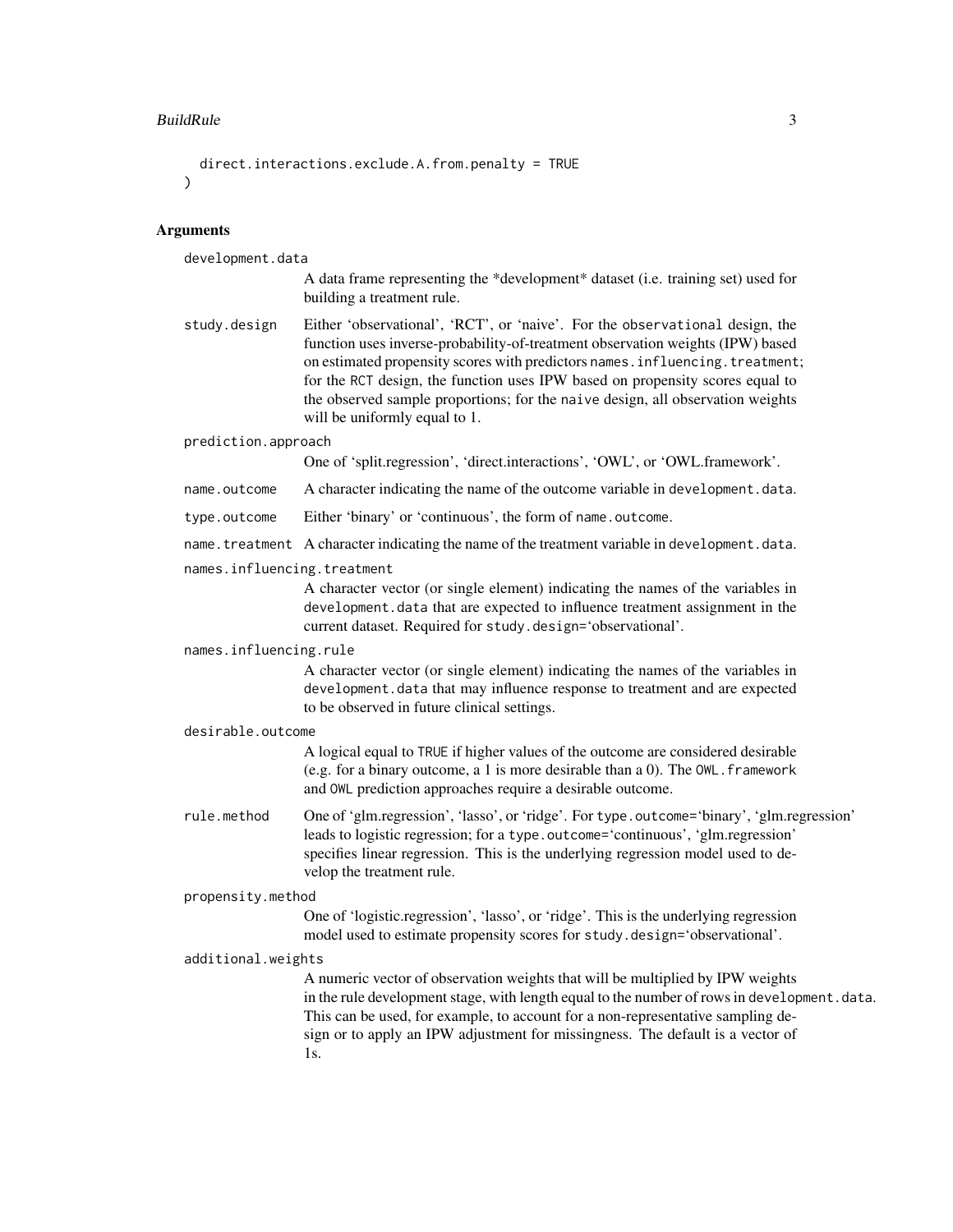```
  direct.interactions.exclude.A.from.penalty = TRUE
)
```

## Arguments

**development.data**
A data frame representing the *development* dataset (i.e. training set) used for building a treatment rule.

**study.design**
Either 'observational', 'RCT', or 'naive'. For the `observational` design, the function uses inverse-probability-of-treatment observation weights (IPW) based on estimated propensity scores with predictors `names.influencing.treatment`; for the `RCT` design, the function uses IPW based on propensity scores equal to the observed sample proportions; for the `naive` design, all observation weights will be uniformly equal to 1.

**prediction.approach**
One of 'split.regression', 'direct.interactions', 'OWL', or 'OWL.framework'.

**name.outcome**
A character indicating the name of the outcome variable in `development.data`.

**type.outcome**
Either 'binary' or 'continuous', the form of `name.outcome`.

**name.treatment**
A character indicating the name of the treatment variable in `development.data`.

**names.influencing.treatment**
A character vector (or single element) indicating the names of the variables in `development.data` that are expected to influence treatment assignment in the current dataset. Required for `study.design`='observational'.

**names.influencing.rule**
A character vector (or single element) indicating the names of the variables in `development.data` that may influence response to treatment and are expected to be observed in future clinical settings.

**desirable.outcome**
A logical equal to `TRUE` if higher values of the outcome are considered desirable (e.g. for a binary outcome, a 1 is more desirable than a 0). The `OWL.framework` and `OWL` prediction approaches require a desirable outcome.

**rule.method**
One of 'glm.regression', 'lasso', or 'ridge'. For `type.outcome`='binary', 'glm.regression' leads to logistic regression; for a `type.outcome`='continuous', 'glm.regression' specifies linear regression. This is the underlying regression model used to develop the treatment rule.

**propensity.method**
One of 'logistic.regression', 'lasso', or 'ridge'. This is the underlying regression model used to estimate propensity scores for `study.design`='observational'.

**additional.weights**
A numeric vector of observation weights that will be multiplied by IPW weights in the rule development stage, with length equal to the number of rows in `development.data`. This can be used, for example, to account for a non-representative sampling design or to apply an IPW adjustment for missingness. The default is a vector of 1s.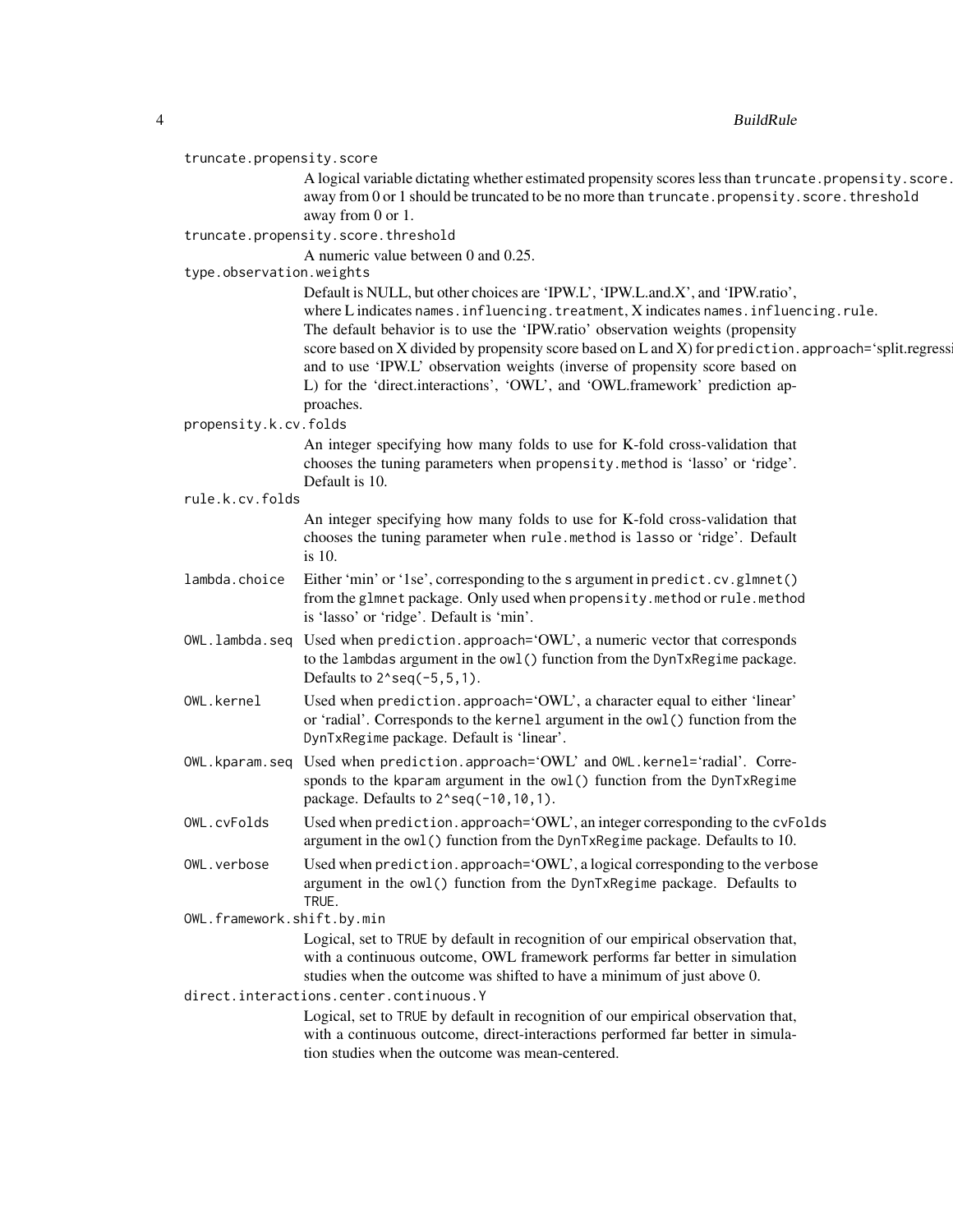truncate.propensity.score

A logical variable dictating whether estimated propensity scores less than truncate.propensity.score.threshold away from 0 or 1 should be truncated to be no more than truncate.propensity.score.threshold away from 0 or 1.

truncate.propensity.score.threshold

A numeric value between 0 and 0.25.

type.observation.weights

Default is NULL, but other choices are 'IPW.L', 'IPW.L.and.X', and 'IPW.ratio', where L indicates names.influencing.treatment, X indicates names.influencing.rule. The default behavior is to use the 'IPW.ratio' observation weights (propensity score based on X divided by propensity score based on L and X) for prediction.approach='split.regression' and to use 'IPW.L' observation weights (inverse of propensity score based on L) for the 'direct.interactions', 'OWL', and 'OWL.framework' prediction approaches.

propensity.k.cv.folds

An integer specifying how many folds to use for K-fold cross-validation that chooses the tuning parameters when propensity.method is 'lasso' or 'ridge'. Default is 10.

rule.k.cv.folds

An integer specifying how many folds to use for K-fold cross-validation that chooses the tuning parameter when rule.method is lasso or 'ridge'. Default is 10.

lambda.choice

Either 'min' or '1se', corresponding to the s argument in predict.cv.glmnet() from the glmnet package. Only used when propensity.method or rule.method is 'lasso' or 'ridge'. Default is 'min'.

OWL.lambda.seq

Used when prediction.approach='OWL', a numeric vector that corresponds to the lambdas argument in the owl() function from the DynTxRegime package. Defaults to 2^seq(-5,5,1).

OWL.kernel

Used when prediction.approach='OWL', a character equal to either 'linear' or 'radial'. Corresponds to the kernel argument in the owl() function from the DynTxRegime package. Default is 'linear'.

OWL.kparam.seq

Used when prediction.approach='OWL' and OWL.kernel='radial'. Corresponds to the kparam argument in the owl() function from the DynTxRegime package. Defaults to 2^seq(-10,10,1).

OWL.cvFolds

Used when prediction.approach='OWL', an integer corresponding to the cvFolds argument in the owl() function from the DynTxRegime package. Defaults to 10.

OWL.verbose

Used when prediction.approach='OWL', a logical corresponding to the verbose argument in the owl() function from the DynTxRegime package. Defaults to TRUE.

OWL.framework.shift.by.min

Logical, set to TRUE by default in recognition of our empirical observation that, with a continuous outcome, OWL framework performs far better in simulation studies when the outcome was shifted to have a minimum of just above 0.

direct.interactions.center.continuous.Y

Logical, set to TRUE by default in recognition of our empirical observation that, with a continuous outcome, direct-interactions performed far better in simulation studies when the outcome was mean-centered.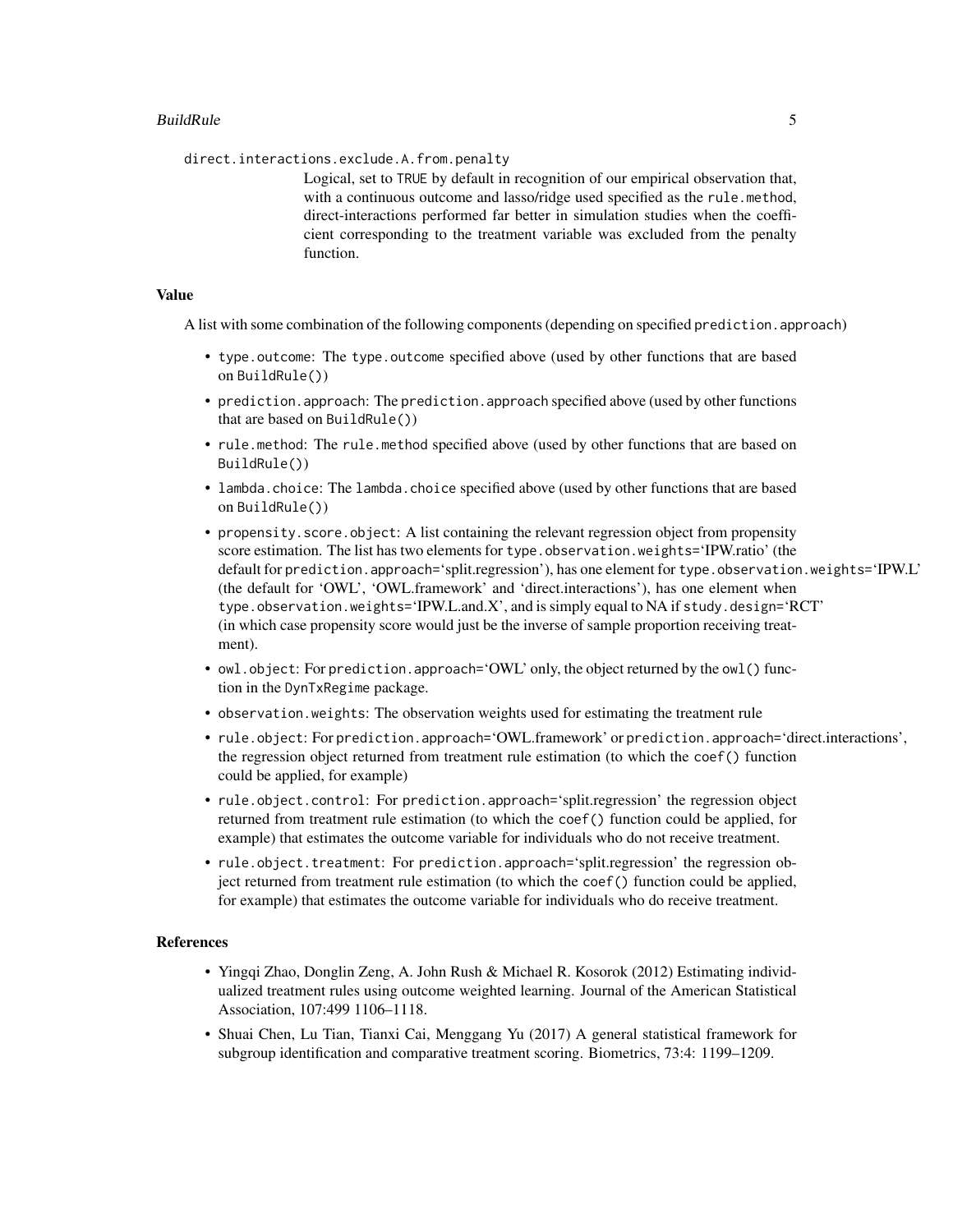`direct.interactions.exclude.A.from.penalty`

Logical, set to `TRUE` by default in recognition of our empirical observation that, with a continuous outcome and lasso/ridge used specified as the `rule.method`, direct-interactions performed far better in simulation studies when the coefficient corresponding to the treatment variable was excluded from the penalty function.

## Value

A list with some combination of the following components (depending on specified `prediction.approach`)

- `type.outcome`: The `type.outcome` specified above (used by other functions that are based on `BuildRule()`)
- `prediction.approach`: The `prediction.approach` specified above (used by other functions that are based on `BuildRule()`)
- `rule.method`: The `rule.method` specified above (used by other functions that are based on `BuildRule()`)
- `lambda.choice`: The `lambda.choice` specified above (used by other functions that are based on `BuildRule()`)
- `propensity.score.object`: A list containing the relevant regression object from propensity score estimation. The list has two elements for `type.observation.weights`='IPW.ratio' (the default for `prediction.approach`='split.regression'), has one element for `type.observation.weights`='IPW.L' (the default for 'OWL', 'OWL.framework' and 'direct.interactions'), has one element when `type.observation.weights`='IPW.L.and.X', and is simply equal to NA if `study.design`='RCT' (in which case propensity score would just be the inverse of sample proportion receiving treatment).
- `owl.object`: For `prediction.approach`='OWL' only, the object returned by the `owl()` function in the `DynTxRegime` package.
- `observation.weights`: The observation weights used for estimating the treatment rule
- `rule.object`: For `prediction.approach`='OWL.framework' or `prediction.approach`='direct.interactions', the regression object returned from treatment rule estimation (to which the `coef()` function could be applied, for example)
- `rule.object.control`: For `prediction.approach`='split.regression' the regression object returned from treatment rule estimation (to which the `coef()` function could be applied, for example) that estimates the outcome variable for individuals who do not receive treatment.
- `rule.object.treatment`: For `prediction.approach`='split.regression' the regression object returned from treatment rule estimation (to which the `coef()` function could be applied, for example) that estimates the outcome variable for individuals who do receive treatment.

## References

- Yingqi Zhao, Donglin Zeng, A. John Rush & Michael R. Kosorok (2012) Estimating individualized treatment rules using outcome weighted learning. Journal of the American Statistical Association, 107:499 1106–1118.
- Shuai Chen, Lu Tian, Tianxi Cai, Menggang Yu (2017) A general statistical framework for subgroup identification and comparative treatment scoring. Biometrics, 73:4: 1199–1209.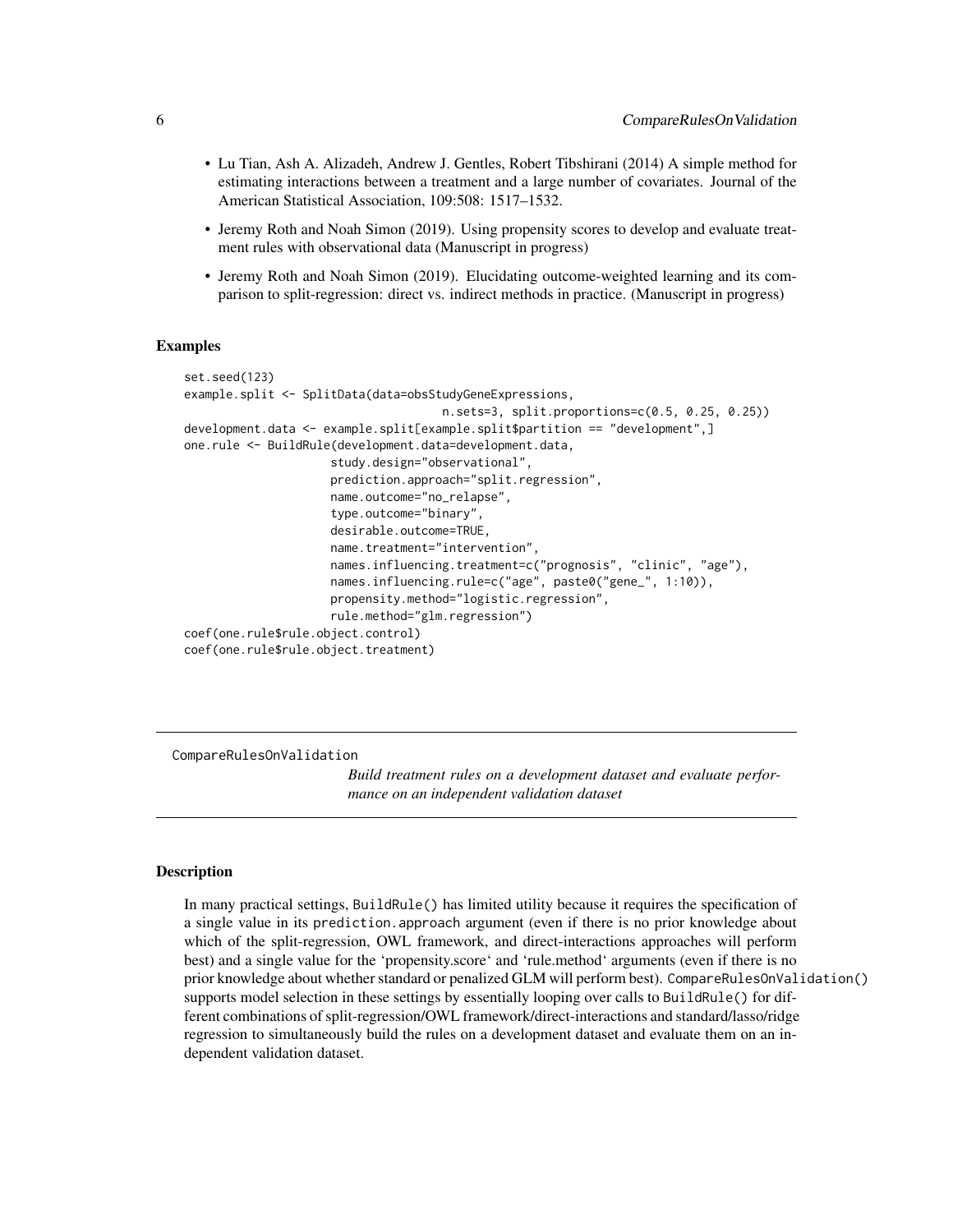- Lu Tian, Ash A. Alizadeh, Andrew J. Gentles, Robert Tibshirani (2014) A simple method for estimating interactions between a treatment and a large number of covariates. Journal of the American Statistical Association, 109:508: 1517–1532.
- Jeremy Roth and Noah Simon (2019). Using propensity scores to develop and evaluate treatment rules with observational data (Manuscript in progress)
- Jeremy Roth and Noah Simon (2019). Elucidating outcome-weighted learning and its comparison to split-regression: direct vs. indirect methods in practice. (Manuscript in progress)

### Examples

```
set.seed(123)
example.split <- SplitData(data=obsStudyGeneExpressions,
                                        n.sets=3, split.proportions=c(0.5, 0.25, 0.25))
development.data <- example.split[example.split$partition == "development",]
one.rule <- BuildRule(development.data=development.data,
                     study.design="observational",
                     prediction.approach="split.regression",
                     name.outcome="no_relapse",
                     type.outcome="binary",
                     desirable.outcome=TRUE,
                     name.treatment="intervention",
                     names.influencing.treatment=c("prognosis", "clinic", "age"),
                     names.influencing.rule=c("age", paste0("gene_", 1:10)),
                     propensity.method="logistic.regression",
                     rule.method="glm.regression")
coef(one.rule$rule.object.control)
coef(one.rule$rule.object.treatment)
```

---

## CompareRulesOnValidation

*Build treatment rules on a development dataset and evaluate performance on an independent validation dataset*

### Description

In many practical settings, BuildRule() has limited utility because it requires the specification of a single value in its prediction.approach argument (even if there is no prior knowledge about which of the split-regression, OWL framework, and direct-interactions approaches will perform best) and a single value for the 'propensity.score' and 'rule.method' arguments (even if there is no prior knowledge about whether standard or penalized GLM will perform best). CompareRulesOnValidation() supports model selection in these settings by essentially looping over calls to BuildRule() for different combinations of split-regression/OWL framework/direct-interactions and standard/lasso/ridge regression to simultaneously build the rules on a development dataset and evaluate them on an independent validation dataset.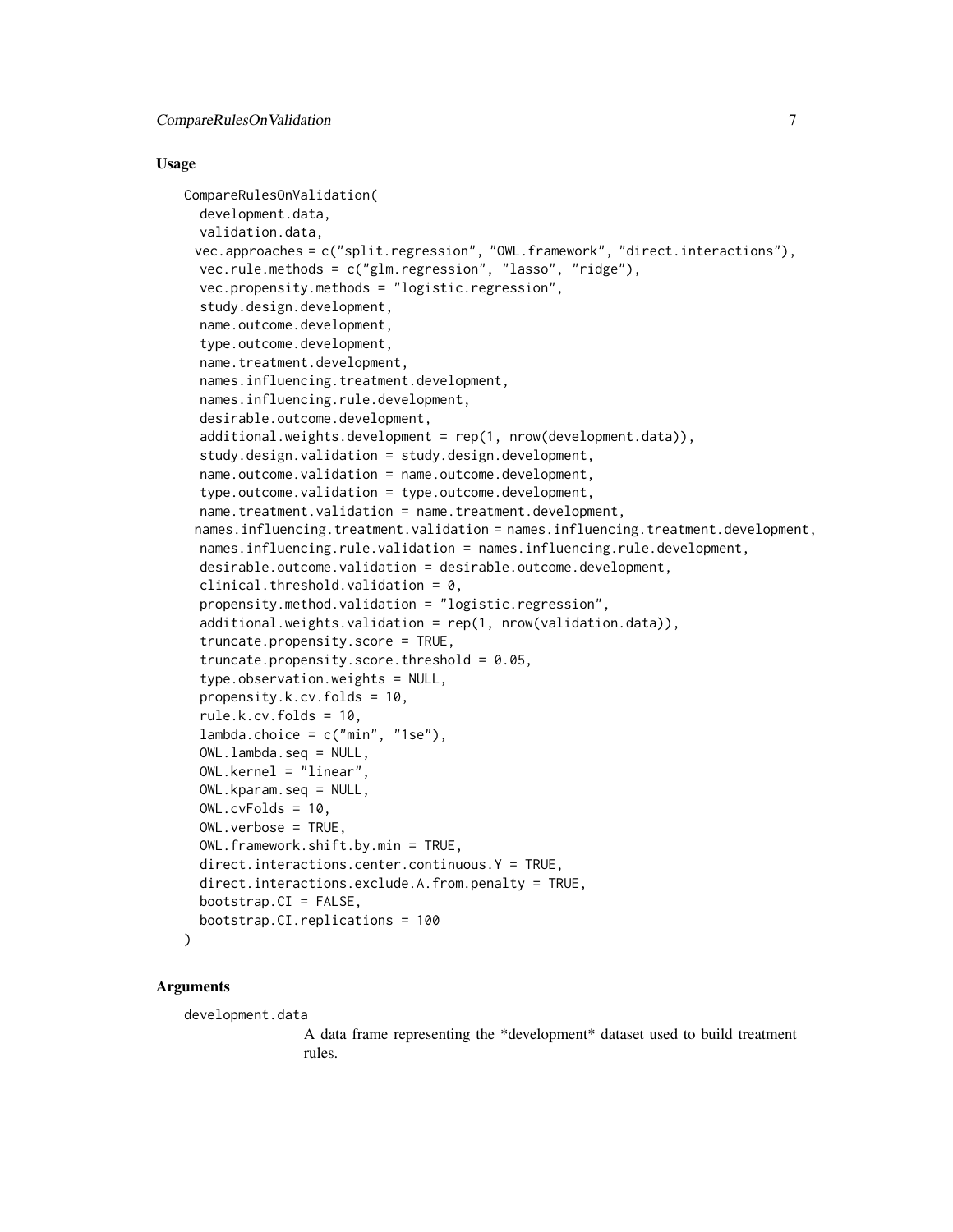### Usage

```
CompareRulesOnValidation(
  development.data,
  validation.data,
  vec.approaches = c("split.regression", "OWL.framework", "direct.interactions"),
  vec.rule.methods = c("glm.regression", "lasso", "ridge"),
  vec.propensity.methods = "logistic.regression",
  study.design.development,
  name.outcome.development,
  type.outcome.development,
  name.treatment.development,
  names.influencing.treatment.development,
  names.influencing.rule.development,
  desirable.outcome.development,
  additional.weights.development = rep(1, nrow(development.data)),
  study.design.validation = study.design.development,
  name.outcome.validation = name.outcome.development,
  type.outcome.validation = type.outcome.development,
  name.treatment.validation = name.treatment.development,
  names.influencing.treatment.validation = names.influencing.treatment.development,
  names.influencing.rule.validation = names.influencing.rule.development,
  desirable.outcome.validation = desirable.outcome.development,
  clinical.threshold.validation = 0,
  propensity.method.validation = "logistic.regression",
  additional.weights.validation = rep(1, nrow(validation.data)),
  truncate.propensity.score = TRUE,
  truncate.propensity.score.threshold = 0.05,
  type.observation.weights = NULL,
  propensity.k.cv.folds = 10,
  rule.k.cv.folds = 10,
  lambda.choice = c("min", "1se"),
  OWL.lambda.seq = NULL,
  OWL.kernel = "linear",
  OWL.kparam.seq = NULL,
  OWL.cvFolds = 10,
  OWL.verbose = TRUE,
  OWL.framework.shift.by.min = TRUE,
  direct.interactions.center.continuous.Y = TRUE,
  direct.interactions.exclude.A.from.penalty = TRUE,
  bootstrap.CI = FALSE,
  bootstrap.CI.replications = 100
)
```

### Arguments

`development.data`
: A data frame representing the *development* dataset used to build treatment rules.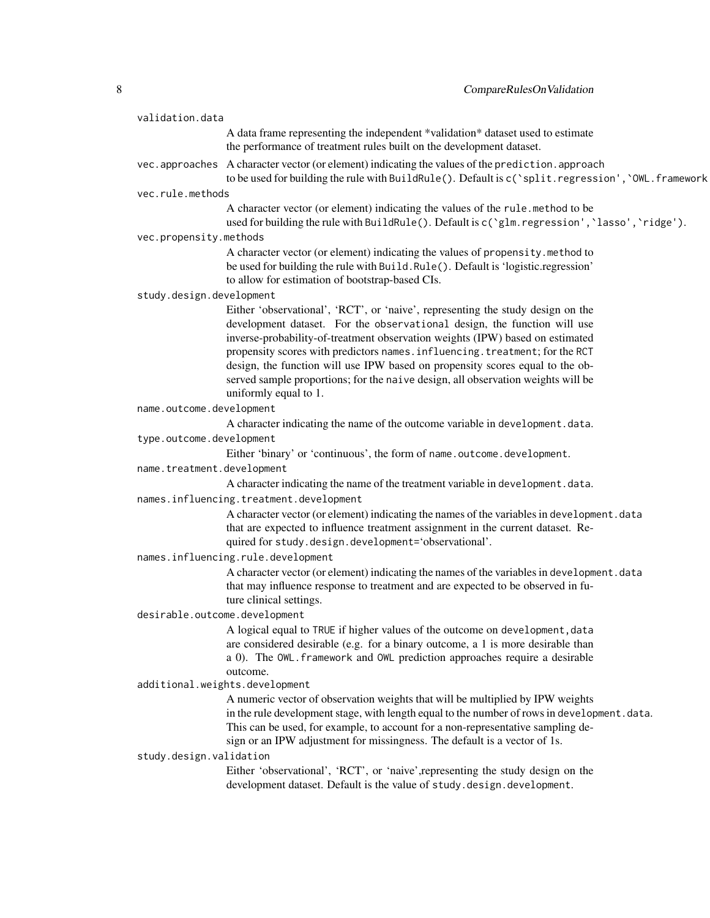validation.data
: A data frame representing the independent *validation* dataset used to estimate the performance of treatment rules built on the development dataset.

vec.approaches
: A character vector (or element) indicating the values of the `prediction.approach` to be used for building the rule with `BuildRule()`. Default is ``c(`split.regression',`OWL.framework``

vec.rule.methods
: A character vector (or element) indicating the values of the `rule.method` to be used for building the rule with `BuildRule()`. Default is ``c(`glm.regression',`lasso',`ridge')``.

vec.propensity.methods
: A character vector (or element) indicating the values of `propensity.method` to be used for building the rule with `Build.Rule()`. Default is 'logistic.regression' to allow for estimation of bootstrap-based CIs.

study.design.development
: Either 'observational', 'RCT', or 'naive', representing the study design on the development dataset. For the `observational` design, the function will use inverse-probability-of-treatment observation weights (IPW) based on estimated propensity scores with predictors `names.influencing.treatment`; for the `RCT` design, the function will use IPW based on propensity scores equal to the observed sample proportions; for the `naive` design, all observation weights will be uniformly equal to 1.

name.outcome.development
: A character indicating the name of the outcome variable in `development.data`.

type.outcome.development
: Either 'binary' or 'continuous', the form of `name.outcome.development`.

name.treatment.development
: A character indicating the name of the treatment variable in `development.data`.

names.influencing.treatment.development
: A character vector (or element) indicating the names of the variables in `development.data` that are expected to influence treatment assignment in the current dataset. Required for `study.design.development`='observational'.

names.influencing.rule.development
: A character vector (or element) indicating the names of the variables in `development.data` that may influence response to treatment and are expected to be observed in future clinical settings.

desirable.outcome.development
: A logical equal to `TRUE` if higher values of the outcome on `development,data` are considered desirable (e.g. for a binary outcome, a 1 is more desirable than a 0). The `OWL.framework` and `OWL` prediction approaches require a desirable outcome.

additional.weights.development
: A numeric vector of observation weights that will be multiplied by IPW weights in the rule development stage, with length equal to the number of rows in `development.data`. This can be used, for example, to account for a non-representative sampling design or an IPW adjustment for missingness. The default is a vector of 1s.

study.design.validation
: Either 'observational', 'RCT', or 'naive',representing the study design on the development dataset. Default is the value of `study.design.development`.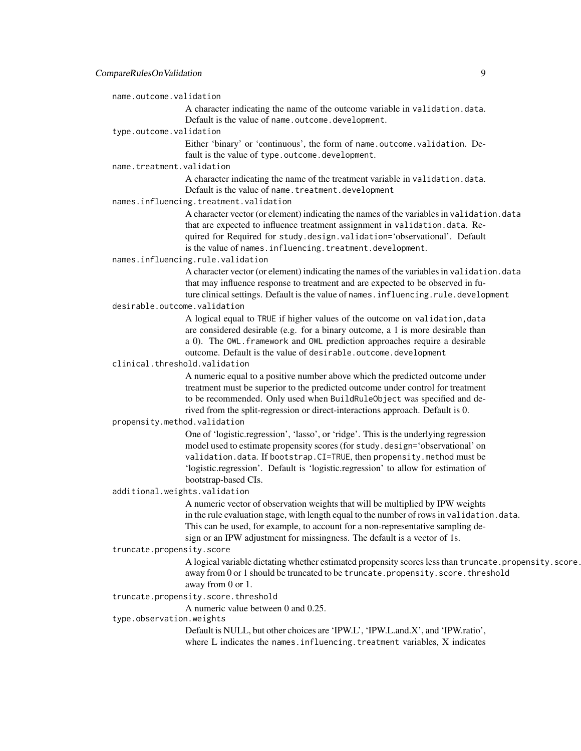`name.outcome.validation`
: A character indicating the name of the outcome variable in `validation.data`. Default is the value of `name.outcome.development`.

`type.outcome.validation`
: Either 'binary' or 'continuous', the form of `name.outcome.validation`. Default is the value of `type.outcome.development`.

`name.treatment.validation`
: A character indicating the name of the treatment variable in `validation.data`. Default is the value of `name.treatment.development`

`names.influencing.treatment.validation`
: A character vector (or element) indicating the names of the variables in `validation.data` that are expected to influence treatment assignment in `validation.data`. Required for Required for `study.design.validation`='observational'. Default is the value of `names.influencing.treatment.development`.

`names.influencing.rule.validation`
: A character vector (or element) indicating the names of the variables in `validation.data` that may influence response to treatment and are expected to be observed in future clinical settings. Default is the value of `names.influencing.rule.development`

`desirable.outcome.validation`
: A logical equal to `TRUE` if higher values of the outcome on `validation,data` are considered desirable (e.g. for a binary outcome, a 1 is more desirable than a 0). The `OWL.framework` and `OWL` prediction approaches require a desirable outcome. Default is the value of `desirable.outcome.development`

`clinical.threshold.validation`
: A numeric equal to a positive number above which the predicted outcome under treatment must be superior to the predicted outcome under control for treatment to be recommended. Only used when `BuildRuleObject` was specified and derived from the split-regression or direct-interactions approach. Default is 0.

`propensity.method.validation`
: One of 'logistic.regression', 'lasso', or 'ridge'. This is the underlying regression model used to estimate propensity scores (for `study.design`='observational' on `validation.data`. If `bootstrap.CI=TRUE`, then `propensity.method` must be 'logistic.regression'. Default is 'logistic.regression' to allow for estimation of bootstrap-based CIs.

`additional.weights.validation`
: A numeric vector of observation weights that will be multiplied by IPW weights in the rule evaluation stage, with length equal to the number of rows in `validation.data`. This can be used, for example, to account for a non-representative sampling design or an IPW adjustment for missingness. The default is a vector of 1s.

`truncate.propensity.score`
: A logical variable dictating whether estimated propensity scores less than `truncate.propensity.score.threshold` away from 0 or 1 should be truncated to be `truncate.propensity.score.threshold` away from 0 or 1.

`truncate.propensity.score.threshold`
: A numeric value between 0 and 0.25.

`type.observation.weights`
: Default is NULL, but other choices are 'IPW.L', 'IPW.L.and.X', and 'IPW.ratio', where L indicates the `names.influencing.treatment` variables, X indicates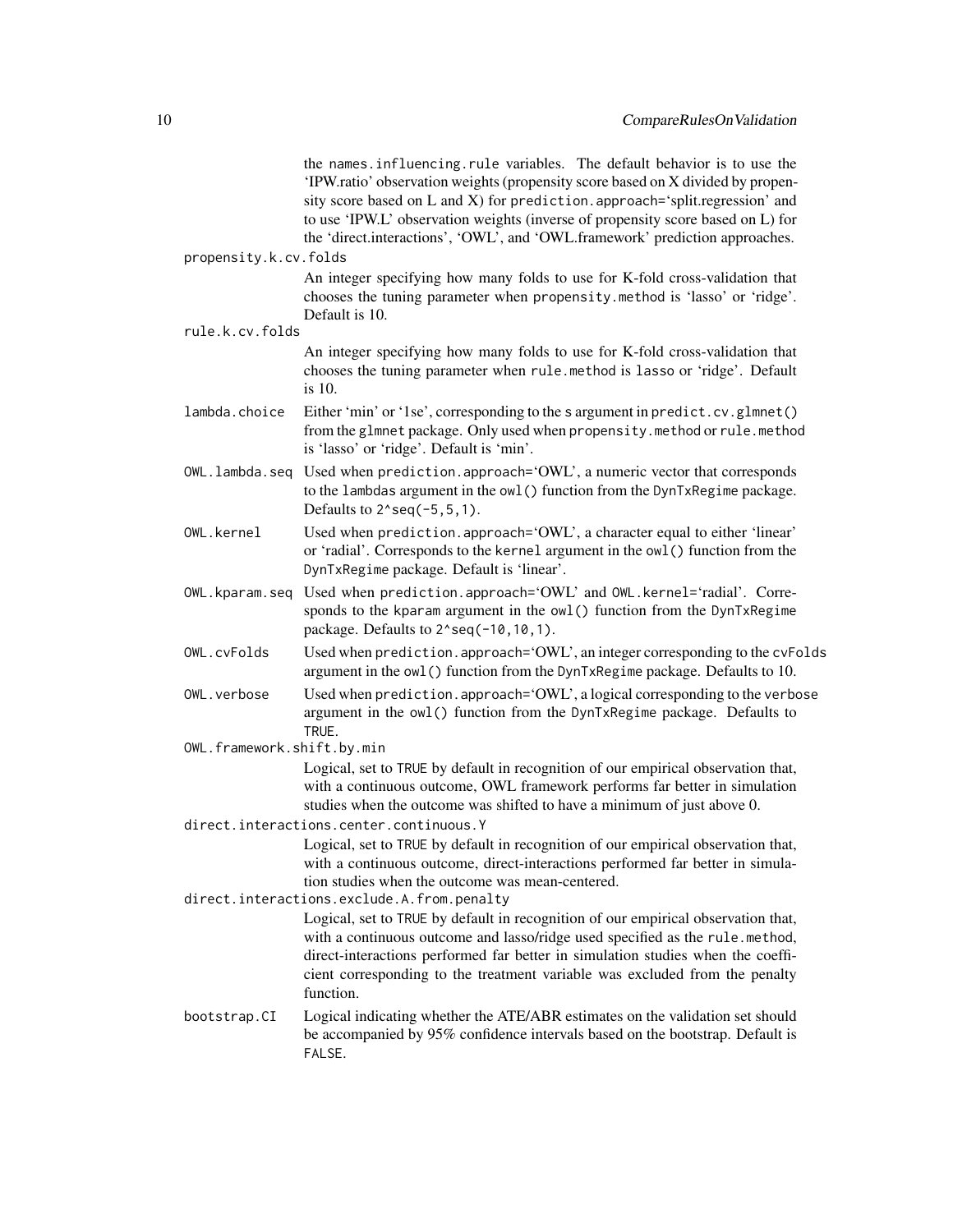the `names.influencing.rule` variables. The default behavior is to use the 'IPW.ratio' observation weights (propensity score based on X divided by propensity score based on L and X) for `prediction.approach`='split.regression' and to use 'IPW.L' observation weights (inverse of propensity score based on L) for the 'direct.interactions', 'OWL', and 'OWL.framework' prediction approaches.

`propensity.k.cv.folds`
: An integer specifying how many folds to use for K-fold cross-validation that chooses the tuning parameter when `propensity.method` is 'lasso' or 'ridge'. Default is 10.

`rule.k.cv.folds`
: An integer specifying how many folds to use for K-fold cross-validation that chooses the tuning parameter when `rule.method` is `lasso` or 'ridge'. Default is 10.

`lambda.choice`
: Either 'min' or '1se', corresponding to the `s` argument in `predict.cv.glmnet()` from the `glmnet` package. Only used when `propensity.method` or `rule.method` is 'lasso' or 'ridge'. Default is 'min'.

`OWL.lambda.seq`
: Used when `prediction.approach`='OWL', a numeric vector that corresponds to the `lambdas` argument in the `owl()` function from the `DynTxRegime` package. Defaults to `2^seq(-5,5,1)`.

`OWL.kernel`
: Used when `prediction.approach`='OWL', a character equal to either 'linear' or 'radial'. Corresponds to the `kernel` argument in the `owl()` function from the `DynTxRegime` package. Default is 'linear'.

`OWL.kparam.seq`
: Used when `prediction.approach`='OWL' and `OWL.kernel`='radial'. Corresponds to the `kparam` argument in the `owl()` function from the `DynTxRegime` package. Defaults to `2^seq(-10,10,1)`.

`OWL.cvFolds`
: Used when `prediction.approach`='OWL', an integer corresponding to the `cvFolds` argument in the `owl()` function from the `DynTxRegime` package. Defaults to 10.

`OWL.verbose`
: Used when `prediction.approach`='OWL', a logical corresponding to the `verbose` argument in the `owl()` function from the `DynTxRegime` package. Defaults to `TRUE`.

`OWL.framework.shift.by.min`
: Logical, set to `TRUE` by default in recognition of our empirical observation that, with a continuous outcome, OWL framework performs far better in simulation studies when the outcome was shifted to have a minimum of just above 0.

`direct.interactions.center.continuous.Y`
: Logical, set to `TRUE` by default in recognition of our empirical observation that, with a continuous outcome, direct-interactions performed far better in simulation studies when the outcome was mean-centered.

`direct.interactions.exclude.A.from.penalty`
: Logical, set to `TRUE` by default in recognition of our empirical observation that, with a continuous outcome and lasso/ridge used specified as the `rule.method`, direct-interactions performed far better in simulation studies when the coefficient corresponding to the treatment variable was excluded from the penalty function.

`bootstrap.CI`
: Logical indicating whether the ATE/ABR estimates on the validation set should be accompanied by 95% confidence intervals based on the bootstrap. Default is `FALSE`.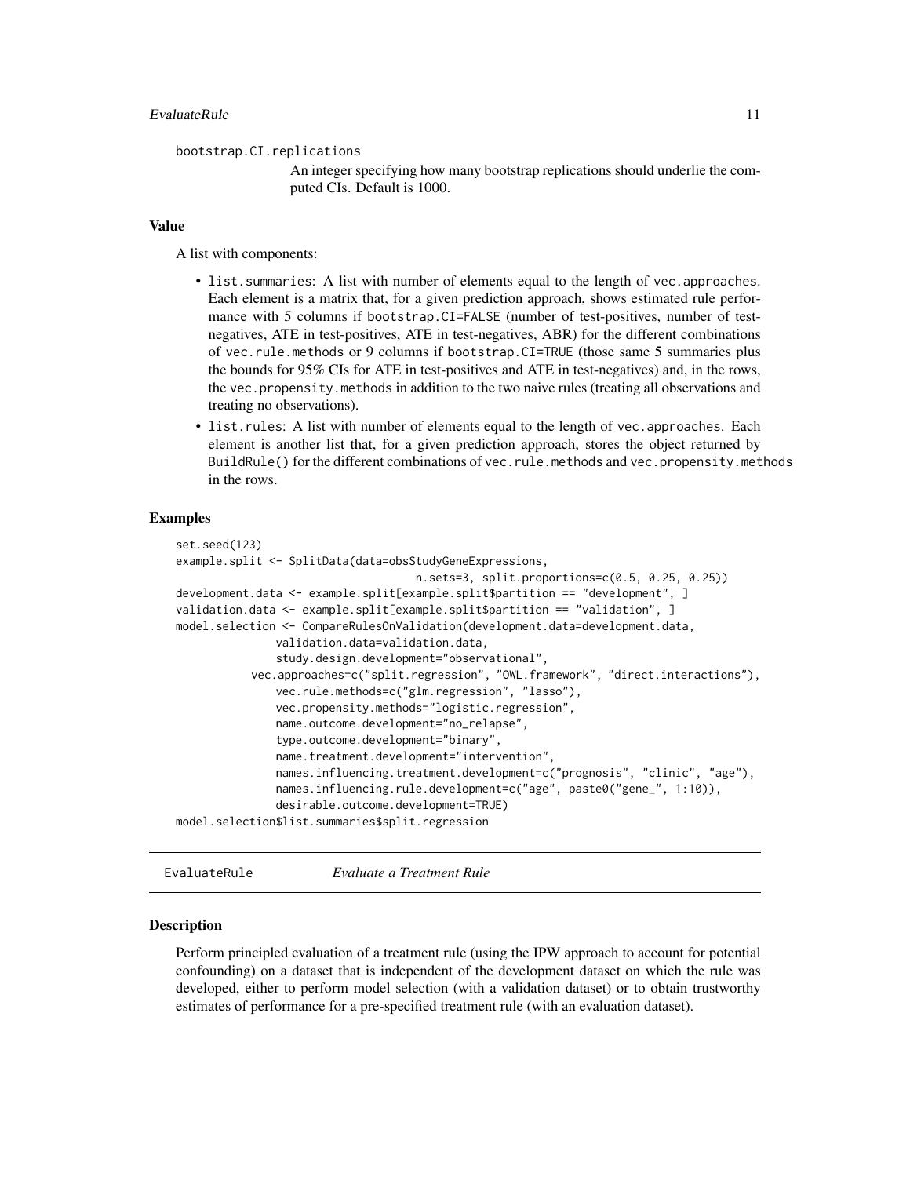bootstrap.CI.replications
: An integer specifying how many bootstrap replications should underlie the computed CIs. Default is 1000.

### Value

A list with components:

- list.summaries: A list with number of elements equal to the length of vec.approaches. Each element is a matrix that, for a given prediction approach, shows estimated rule performance with 5 columns if bootstrap.CI=FALSE (number of test-positives, number of test-negatives, ATE in test-positives, ATE in test-negatives, ABR) for the different combinations of vec.rule.methods or 9 columns if bootstrap.CI=TRUE (those same 5 summaries plus the bounds for 95% CIs for ATE in test-positives and ATE in test-negatives) and, in the rows, the vec.propensity.methods in addition to the two naive rules (treating all observations and treating no observations).
- list.rules: A list with number of elements equal to the length of vec.approaches. Each element is another list that, for a given prediction approach, stores the object returned by BuildRule() for the different combinations of vec.rule.methods and vec.propensity.methods in the rows.

### Examples

```
set.seed(123)
example.split <- SplitData(data=obsStudyGeneExpressions,
                                    n.sets=3, split.proportions=c(0.5, 0.25, 0.25))
development.data <- example.split[example.split$partition == "development", ]
validation.data <- example.split[example.split$partition == "validation", ]
model.selection <- CompareRulesOnValidation(development.data=development.data,
                validation.data=validation.data,
                study.design.development="observational",
            vec.approaches=c("split.regression", "OWL.framework", "direct.interactions"),
                vec.rule.methods=c("glm.regression", "lasso"),
                vec.propensity.methods="logistic.regression",
                name.outcome.development="no_relapse",
                type.outcome.development="binary",
                name.treatment.development="intervention",
                names.influencing.treatment.development=c("prognosis", "clinic", "age"),
                names.influencing.rule.development=c("age", paste0("gene_", 1:10)),
                desirable.outcome.development=TRUE)
model.selection$list.summaries$split.regression
```

---

## EvaluateRule — *Evaluate a Treatment Rule*

### Description

Perform principled evaluation of a treatment rule (using the IPW approach to account for potential confounding) on a dataset that is independent of the development dataset on which the rule was developed, either to perform model selection (with a validation dataset) or to obtain trustworthy estimates of performance for a pre-specified treatment rule (with an evaluation dataset).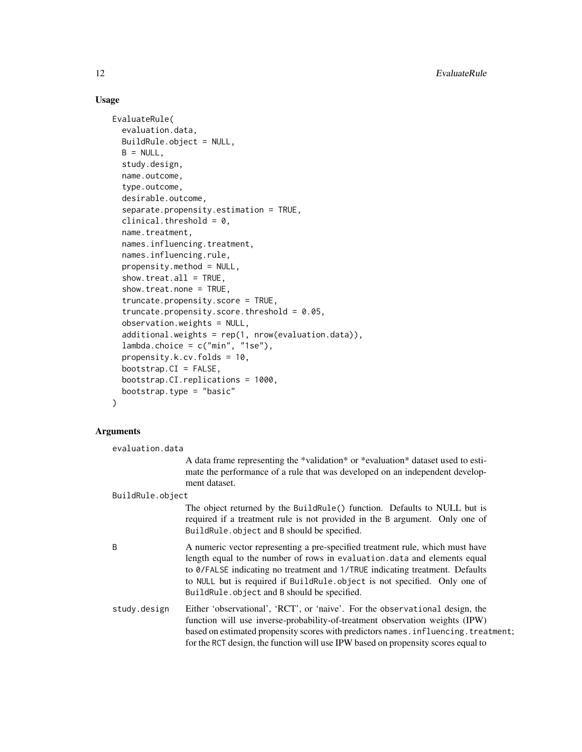## Usage

```
EvaluateRule(
  evaluation.data,
  BuildRule.object = NULL,
  B = NULL,
  study.design,
  name.outcome,
  type.outcome,
  desirable.outcome,
  separate.propensity.estimation = TRUE,
  clinical.threshold = 0,
  name.treatment,
  names.influencing.treatment,
  names.influencing.rule,
  propensity.method = NULL,
  show.treat.all = TRUE,
  show.treat.none = TRUE,
  truncate.propensity.score = TRUE,
  truncate.propensity.score.threshold = 0.05,
  observation.weights = NULL,
  additional.weights = rep(1, nrow(evaluation.data)),
  lambda.choice = c("min", "1se"),
  propensity.k.cv.folds = 10,
  bootstrap.CI = FALSE,
  bootstrap.CI.replications = 1000,
  bootstrap.type = "basic"
)
```

## Arguments

`evaluation.data`
: A data frame representing the *validation* or *evaluation* dataset used to estimate the performance of a rule that was developed on an independent development dataset.

`BuildRule.object`
: The object returned by the `BuildRule()` function. Defaults to NULL but is required if a treatment rule is not provided in the `B` argument. Only one of `BuildRule.object` and `B` should be specified.

`B`
: A numeric vector representing a pre-specified treatment rule, which must have length equal to the number of rows in `evaluation.data` and elements equal to `0`/`FALSE` indicating no treatment and `1`/`TRUE` indicating treatment. Defaults to `NULL` but is required if `BuildRule.object` is not specified. Only one of `BuildRule.object` and `B` should be specified.

`study.design`
: Either 'observational', 'RCT', or 'naive'. For the `observational` design, the function will use inverse-probability-of-treatment observation weights (IPW) based on estimated propensity scores with predictors `names.influencing.treatment`; for the `RCT` design, the function will use IPW based on propensity scores equal to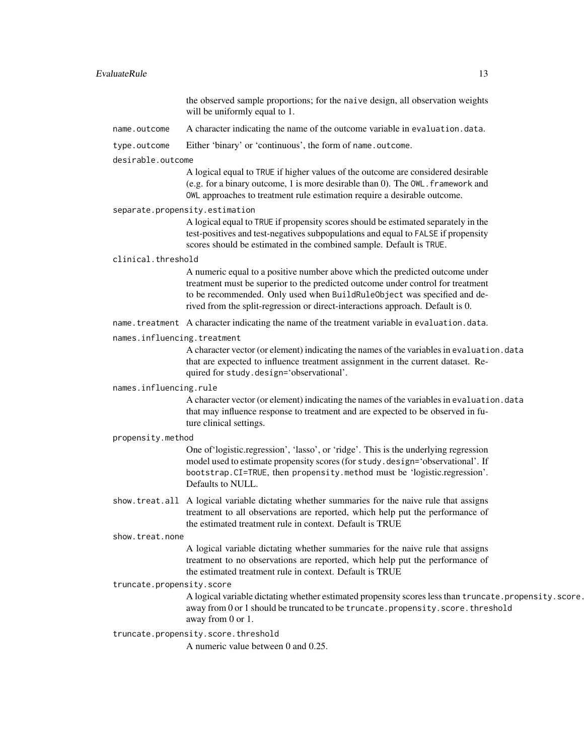the observed sample proportions; for the naive design, all observation weights will be uniformly equal to 1.

**name.outcome** A character indicating the name of the outcome variable in evaluation.data.

**type.outcome** Either 'binary' or 'continuous', the form of name.outcome.

**desirable.outcome**
A logical equal to TRUE if higher values of the outcome are considered desirable (e.g. for a binary outcome, 1 is more desirable than 0). The OWL.framework and OWL approaches to treatment rule estimation require a desirable outcome.

**separate.propensity.estimation**
A logical equal to TRUE if propensity scores should be estimated separately in the test-positives and test-negatives subpopulations and equal to FALSE if propensity scores should be estimated in the combined sample. Default is TRUE.

**clinical.threshold**
A numeric equal to a positive number above which the predicted outcome under treatment must be superior to the predicted outcome under control for treatment to be recommended. Only used when BuildRuleObject was specified and derived from the split-regression or direct-interactions approach. Default is 0.

**name.treatment** A character indicating the name of the treatment variable in evaluation.data.

**names.influencing.treatment**
A character vector (or element) indicating the names of the variables in evaluation.data that are expected to influence treatment assignment in the current dataset. Required for study.design='observational'.

**names.influencing.rule**
A character vector (or element) indicating the names of the variables in evaluation.data that may influence response to treatment and are expected to be observed in future clinical settings.

**propensity.method**
One of'logistic.regression', 'lasso', or 'ridge'. This is the underlying regression model used to estimate propensity scores (for study.design='observational'. If bootstrap.CI=TRUE, then propensity.method must be 'logistic.regression'. Defaults to NULL.

**show.treat.all** A logical variable dictating whether summaries for the naive rule that assigns treatment to all observations are reported, which help put the performance of the estimated treatment rule in context. Default is TRUE

**show.treat.none**
A logical variable dictating whether summaries for the naive rule that assigns treatment to no observations are reported, which help put the performance of the estimated treatment rule in context. Default is TRUE

**truncate.propensity.score**
A logical variable dictating whether estimated propensity scores less than truncate.propensity.score.threshold away from 0 or 1 should be truncated to be truncate.propensity.score.threshold away from 0 or 1.

**truncate.propensity.score.threshold**
A numeric value between 0 and 0.25.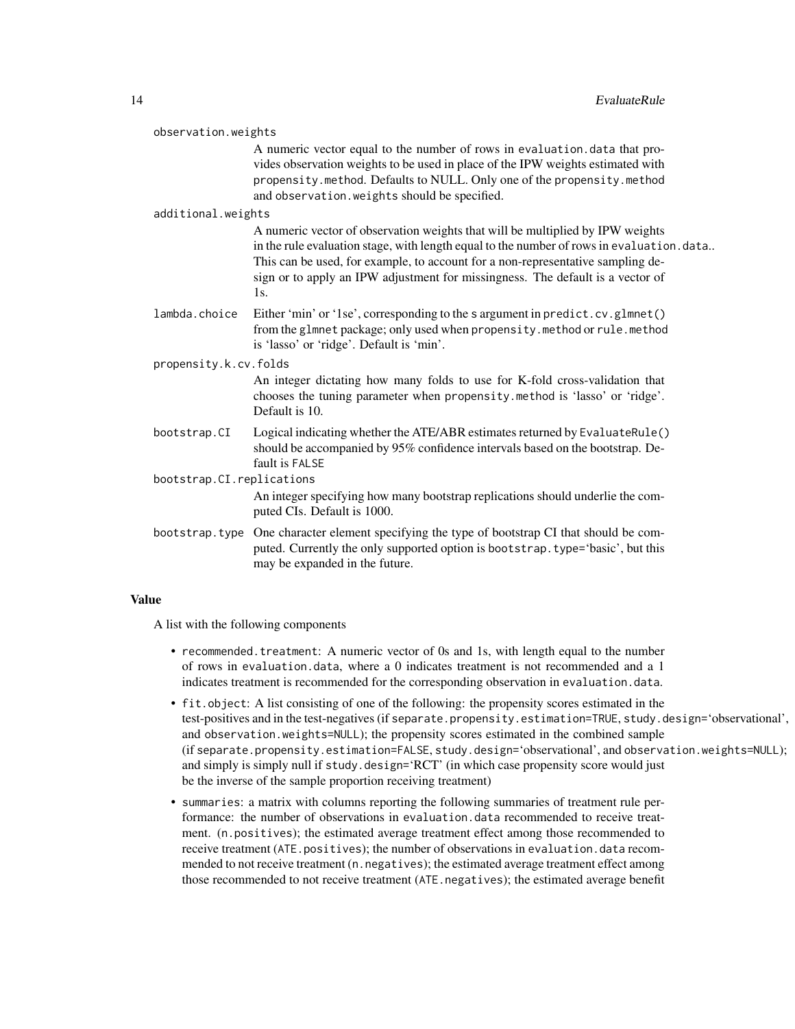`observation.weights`
: A numeric vector equal to the number of rows in `evaluation.data` that provides observation weights to be used in place of the IPW weights estimated with `propensity.method`. Defaults to NULL. Only one of the `propensity.method` and `observation.weights` should be specified.

`additional.weights`
: A numeric vector of observation weights that will be multiplied by IPW weights in the rule evaluation stage, with length equal to the number of rows in `evaluation.data`.. This can be used, for example, to account for a non-representative sampling design or to apply an IPW adjustment for missingness. The default is a vector of 1s.

`lambda.choice`
: Either 'min' or '1se', corresponding to the s argument in `predict.cv.glmnet()` from the `glmnet` package; only used when `propensity.method` or `rule.method` is 'lasso' or 'ridge'. Default is 'min'.

`propensity.k.cv.folds`
: An integer dictating how many folds to use for K-fold cross-validation that chooses the tuning parameter when `propensity.method` is 'lasso' or 'ridge'. Default is 10.

`bootstrap.CI`
: Logical indicating whether the ATE/ABR estimates returned by `EvaluateRule()` should be accompanied by 95% confidence intervals based on the bootstrap. Default is `FALSE`

`bootstrap.CI.replications`
: An integer specifying how many bootstrap replications should underlie the computed CIs. Default is 1000.

`bootstrap.type`
: One character element specifying the type of bootstrap CI that should be computed. Currently the only supported option is `bootstrap.type='basic'`, but this may be expanded in the future.

## Value

A list with the following components

- `recommended.treatment`: A numeric vector of 0s and 1s, with length equal to the number of rows in `evaluation.data`, where a 0 indicates treatment is not recommended and a 1 indicates treatment is recommended for the corresponding observation in `evaluation.data`.
- `fit.object`: A list consisting of one of the following: the propensity scores estimated in the test-positives and in the test-negatives (if `separate.propensity.estimation=TRUE`, `study.design='observational'`, and `observation.weights=NULL`); the propensity scores estimated in the combined sample (if `separate.propensity.estimation=FALSE`, `study.design='observational'`, and `observation.weights=NULL`); and simply is simply null if `study.design='RCT'` (in which case propensity score would just be the inverse of the sample proportion receiving treatment)
- `summaries`: a matrix with columns reporting the following summaries of treatment rule performance: the number of observations in `evaluation.data` recommended to receive treatment. (`n.positives`); the estimated average treatment effect among those recommended to receive treatment (`ATE.positives`); the number of observations in `evaluation.data` recommended to not receive treatment (`n.negatives`); the estimated average treatment effect among those recommended to not receive treatment (`ATE.negatives`); the estimated average benefit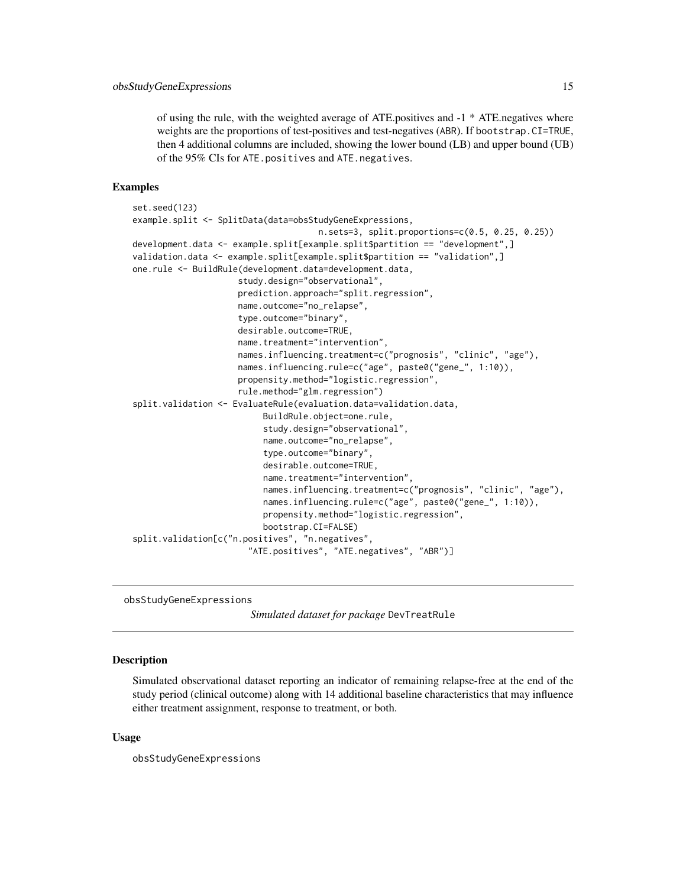of using the rule, with the weighted average of ATE.positives and -1 * ATE.negatives where weights are the proportions of test-positives and test-negatives (ABR). If bootstrap.CI=TRUE, then 4 additional columns are included, showing the lower bound (LB) and upper bound (UB) of the 95% CIs for ATE.positives and ATE.negatives.

## Examples

```
set.seed(123)
example.split <- SplitData(data=obsStudyGeneExpressions,
                                     n.sets=3, split.proportions=c(0.5, 0.25, 0.25))
development.data <- example.split[example.split$partition == "development",]
validation.data <- example.split[example.split$partition == "validation",]
one.rule <- BuildRule(development.data=development.data,
                     study.design="observational",
                     prediction.approach="split.regression",
                     name.outcome="no_relapse",
                     type.outcome="binary",
                     desirable.outcome=TRUE,
                     name.treatment="intervention",
                     names.influencing.treatment=c("prognosis", "clinic", "age"),
                     names.influencing.rule=c("age", paste0("gene_", 1:10)),
                     propensity.method="logistic.regression",
                     rule.method="glm.regression")
split.validation <- EvaluateRule(evaluation.data=validation.data,
                          BuildRule.object=one.rule,
                          study.design="observational",
                          name.outcome="no_relapse",
                          type.outcome="binary",
                          desirable.outcome=TRUE,
                          name.treatment="intervention",
                          names.influencing.treatment=c("prognosis", "clinic", "age"),
                          names.influencing.rule=c("age", paste0("gene_", 1:10)),
                          propensity.method="logistic.regression",
                          bootstrap.CI=FALSE)
split.validation[c("n.positives", "n.negatives",
                      "ATE.positives", "ATE.negatives", "ABR")]
```

---

obsStudyGeneExpressions

*Simulated dataset for package* DevTreatRule

---

## Description

Simulated observational dataset reporting an indicator of remaining relapse-free at the end of the study period (clinical outcome) along with 14 additional baseline characteristics that may influence either treatment assignment, response to treatment, or both.

## Usage

```
obsStudyGeneExpressions
```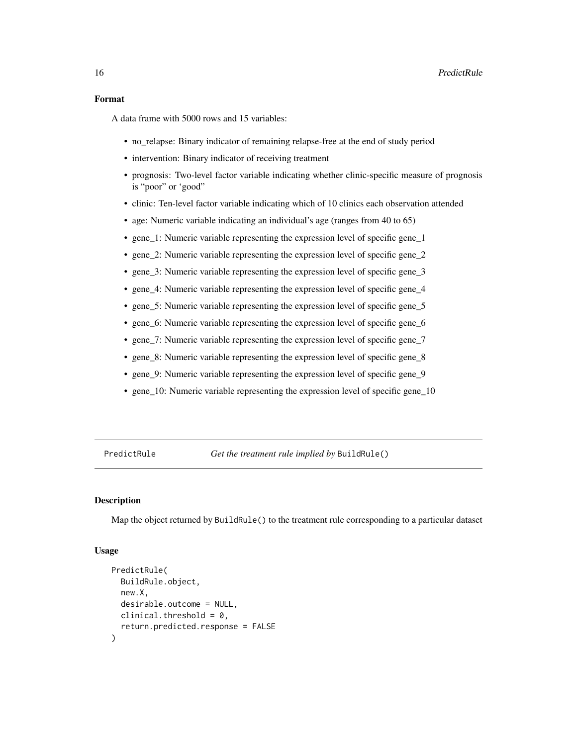### Format

A data frame with 5000 rows and 15 variables:

- no_relapse: Binary indicator of remaining relapse-free at the end of study period
- intervention: Binary indicator of receiving treatment
- prognosis: Two-level factor variable indicating whether clinic-specific measure of prognosis is "poor" or 'good"
- clinic: Ten-level factor variable indicating which of 10 clinics each observation attended
- age: Numeric variable indicating an individual's age (ranges from 40 to 65)
- gene_1: Numeric variable representing the expression level of specific gene_1
- gene_2: Numeric variable representing the expression level of specific gene_2
- gene_3: Numeric variable representing the expression level of specific gene_3
- gene_4: Numeric variable representing the expression level of specific gene_4
- gene_5: Numeric variable representing the expression level of specific gene_5
- gene_6: Numeric variable representing the expression level of specific gene_6
- gene_7: Numeric variable representing the expression level of specific gene_7
- gene_8: Numeric variable representing the expression level of specific gene_8
- gene_9: Numeric variable representing the expression level of specific gene_9
- gene_10: Numeric variable representing the expression level of specific gene_10

---

## PredictRule — *Get the treatment rule implied by* BuildRule()

### Description

Map the object returned by BuildRule() to the treatment rule corresponding to a particular dataset

### Usage

```
PredictRule(
  BuildRule.object,
  new.X,
  desirable.outcome = NULL,
  clinical.threshold = 0,
  return.predicted.response = FALSE
)
```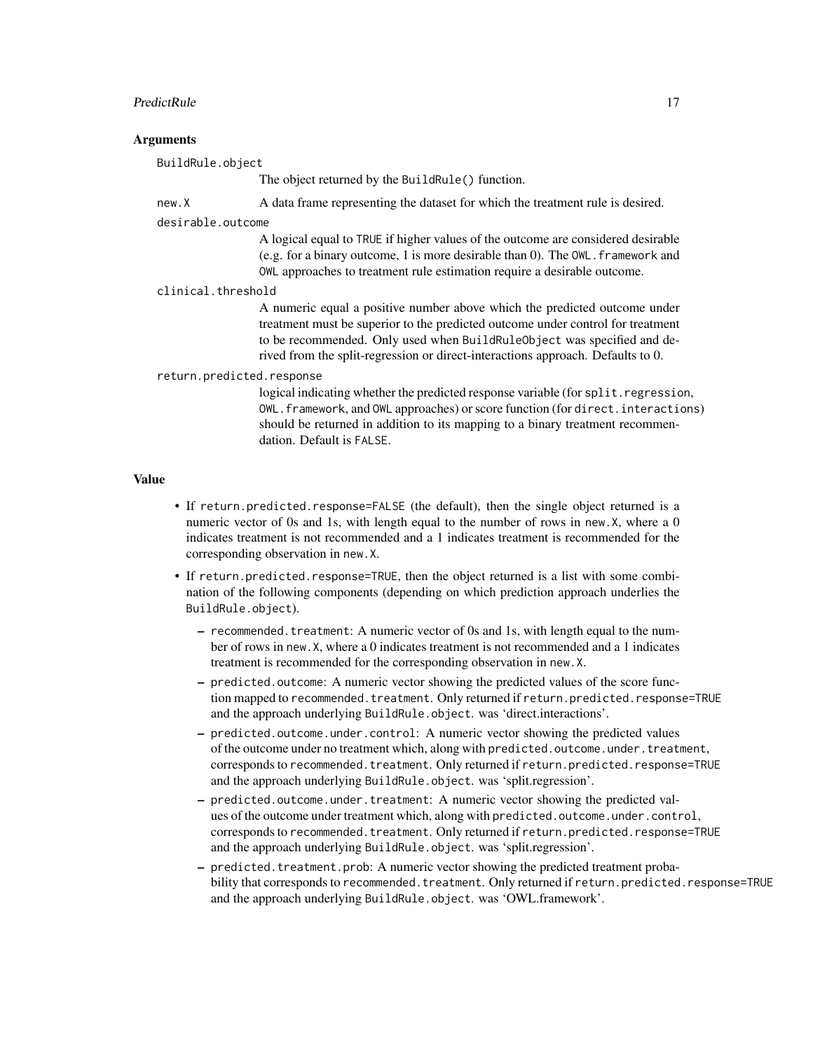## Arguments

`BuildRule.object`
: The object returned by the `BuildRule()` function.

`new.X`
: A data frame representing the dataset for which the treatment rule is desired.

`desirable.outcome`
: A logical equal to `TRUE` if higher values of the outcome are considered desirable (e.g. for a binary outcome, 1 is more desirable than 0). The `OWL.framework` and `OWL` approaches to treatment rule estimation require a desirable outcome.

`clinical.threshold`
: A numeric equal a positive number above which the predicted outcome under treatment must be superior to the predicted outcome under control for treatment to be recommended. Only used when `BuildRuleObject` was specified and derived from the split-regression or direct-interactions approach. Defaults to 0.

`return.predicted.response`
: logical indicating whether the predicted response variable (for `split.regression`, `OWL.framework`, and `OWL` approaches) or score function (for `direct.interactions`) should be returned in addition to its mapping to a binary treatment recommendation. Default is `FALSE`.

## Value

- If `return.predicted.response=FALSE` (the default), then the single object returned is a numeric vector of 0s and 1s, with length equal to the number of rows in `new.X`, where a 0 indicates treatment is not recommended and a 1 indicates treatment is recommended for the corresponding observation in `new.X`.
- If `return.predicted.response=TRUE`, then the object returned is a list with some combination of the following components (depending on which prediction approach underlies the `BuildRule.object`).
  - `recommended.treatment`: A numeric vector of 0s and 1s, with length equal to the number of rows in `new.X`, where a 0 indicates treatment is not recommended and a 1 indicates treatment is recommended for the corresponding observation in `new.X`.
  - `predicted.outcome`: A numeric vector showing the predicted values of the score function mapped to `recommended.treatment`. Only returned if `return.predicted.response=TRUE` and the approach underlying `BuildRule.object`. was 'direct.interactions'.
  - `predicted.outcome.under.control`: A numeric vector showing the predicted values of the outcome under no treatment which, along with `predicted.outcome.under.treatment`, corresponds to `recommended.treatment`. Only returned if `return.predicted.response=TRUE` and the approach underlying `BuildRule.object`. was 'split.regression'.
  - `predicted.outcome.under.treatment`: A numeric vector showing the predicted values of the outcome under treatment which, along with `predicted.outcome.under.control`, corresponds to `recommended.treatment`. Only returned if `return.predicted.response=TRUE` and the approach underlying `BuildRule.object`. was 'split.regression'.
  - `predicted.treatment.prob`: A numeric vector showing the predicted treatment probability that corresponds to `recommended.treatment`. Only returned if `return.predicted.response=TRUE` and the approach underlying `BuildRule.object`. was 'OWL.framework'.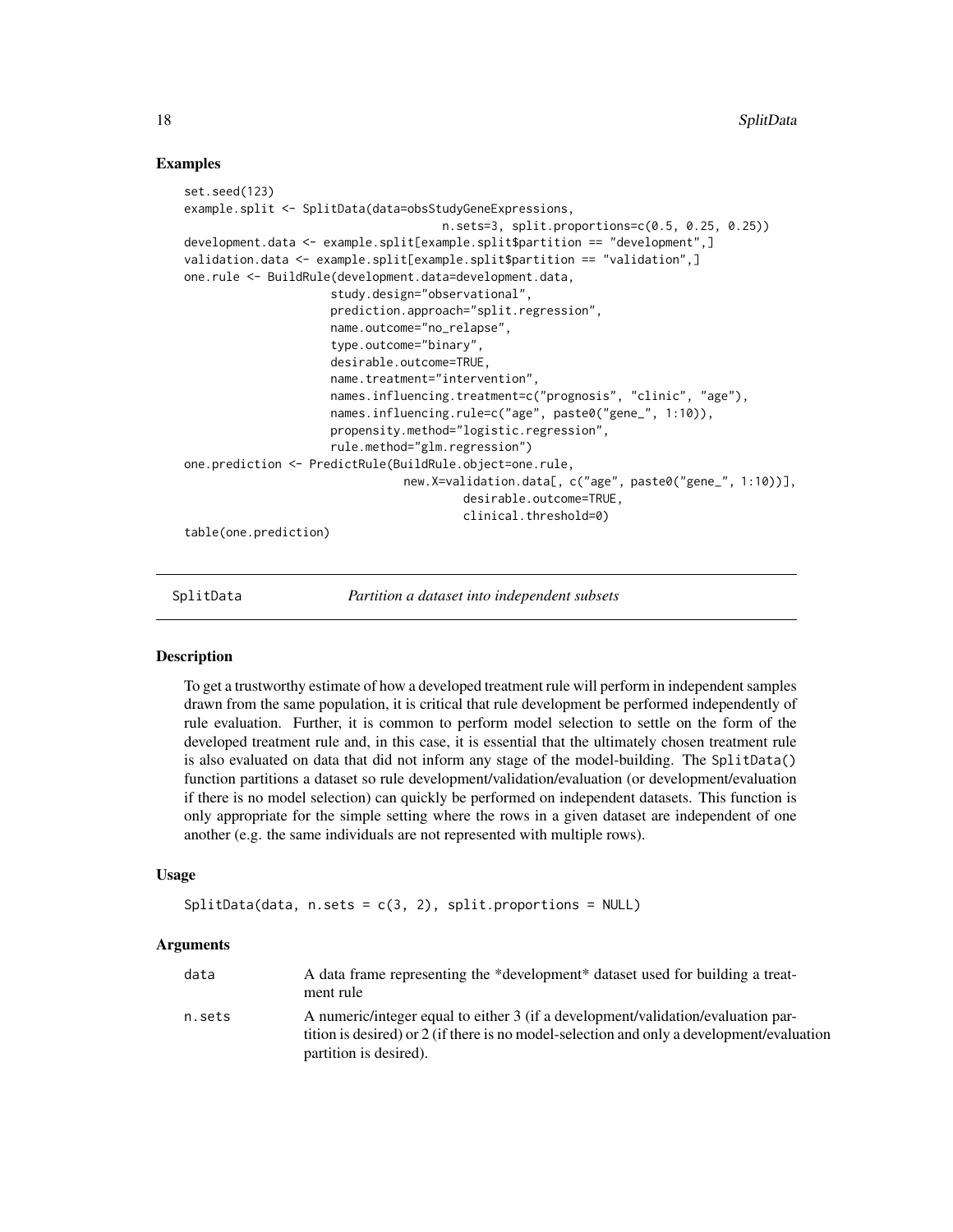## Examples

```
set.seed(123)
example.split <- SplitData(data=obsStudyGeneExpressions,
                                      n.sets=3, split.proportions=c(0.5, 0.25, 0.25))
development.data <- example.split[example.split$partition == "development",]
validation.data <- example.split[example.split$partition == "validation",]
one.rule <- BuildRule(development.data=development.data,
                      study.design="observational",
                      prediction.approach="split.regression",
                      name.outcome="no_relapse",
                      type.outcome="binary",
                      desirable.outcome=TRUE,
                      name.treatment="intervention",
                      names.influencing.treatment=c("prognosis", "clinic", "age"),
                      names.influencing.rule=c("age", paste0("gene_", 1:10)),
                      propensity.method="logistic.regression",
                      rule.method="glm.regression")
one.prediction <- PredictRule(BuildRule.object=one.rule,
                                new.X=validation.data[, c("age", paste0("gene_", 1:10))],
                                        desirable.outcome=TRUE,
                                        clinical.threshold=0)
table(one.prediction)
```

---

# SplitData — *Partition a dataset into independent subsets*

---

## Description

To get a trustworthy estimate of how a developed treatment rule will perform in independent samples drawn from the same population, it is critical that rule development be performed independently of rule evaluation. Further, it is common to perform model selection to settle on the form of the developed treatment rule and, in this case, it is essential that the ultimately chosen treatment rule is also evaluated on data that did not inform any stage of the model-building. The SplitData() function partitions a dataset so rule development/validation/evaluation (or development/evaluation if there is no model selection) can quickly be performed on independent datasets. This function is only appropriate for the simple setting where the rows in a given dataset are independent of one another (e.g. the same individuals are not represented with multiple rows).

## Usage

```
SplitData(data, n.sets = c(3, 2), split.proportions = NULL)
```

## Arguments

| | |
|---|---|
| data | A data frame representing the *development* dataset used for building a treatment rule |
| n.sets | A numeric/integer equal to either 3 (if a development/validation/evaluation partition is desired) or 2 (if there is no model-selection and only a development/evaluation partition is desired). |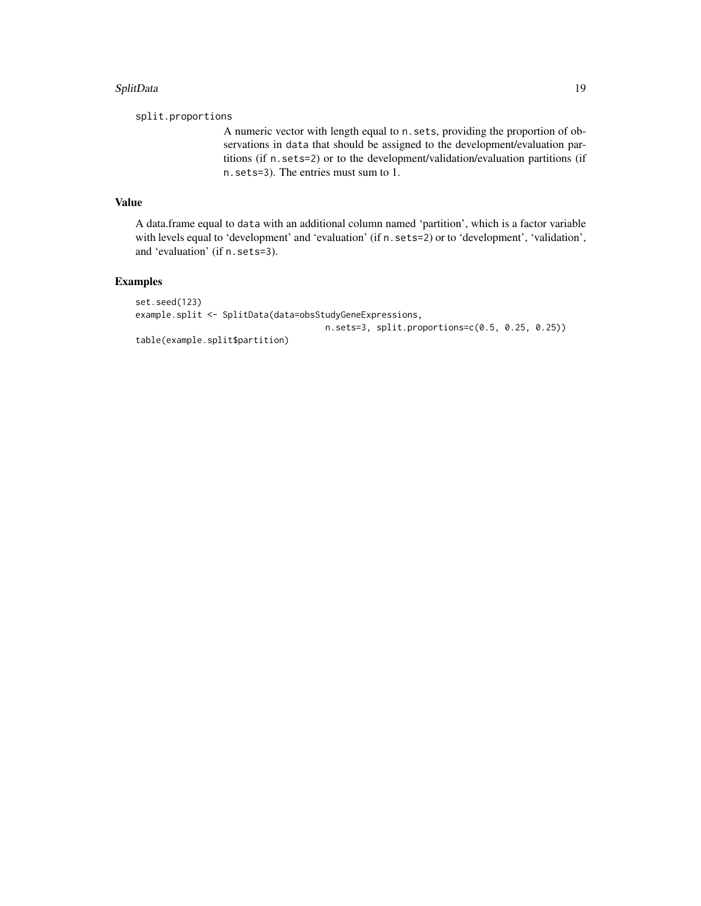split.proportions

A numeric vector with length equal to `n.sets`, providing the proportion of observations in `data` that should be assigned to the development/evaluation partitions (if `n.sets=2`) or to the development/validation/evaluation partitions (if `n.sets=3`). The entries must sum to 1.

## Value

A data.frame equal to `data` with an additional column named ‘partition’, which is a factor variable with levels equal to ‘development’ and ‘evaluation’ (if `n.sets=2`) or to ‘development’, ‘validation’, and ‘evaluation’ (if `n.sets=3`).

## Examples

```
set.seed(123)
example.split <- SplitData(data=obsStudyGeneExpressions,
                                    n.sets=3, split.proportions=c(0.5, 0.25, 0.25))
table(example.split$partition)
```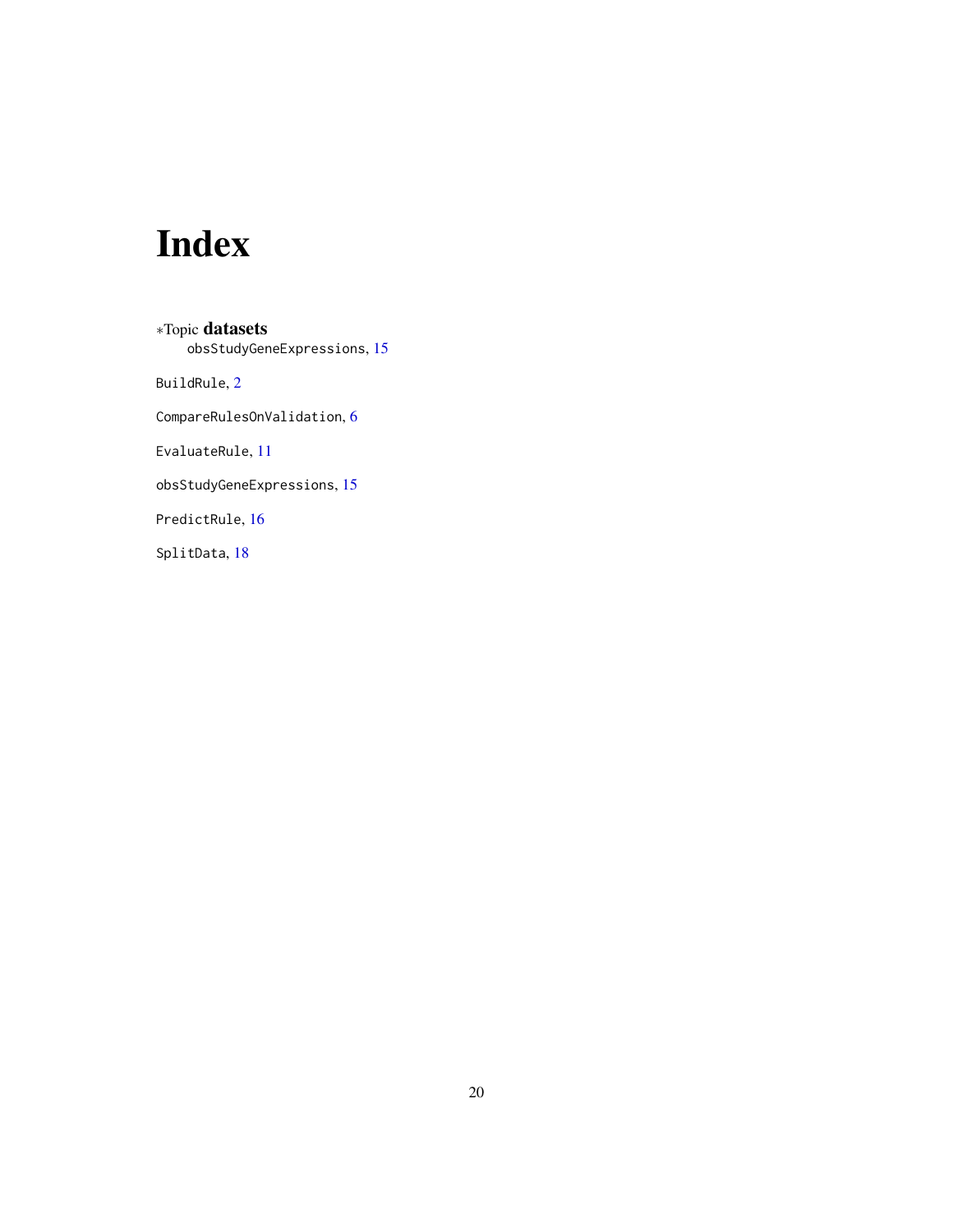# Index

*Topic **datasets**
    obsStudyGeneExpressions, 15

BuildRule, 2

CompareRulesOnValidation, 6

EvaluateRule, 11

obsStudyGeneExpressions, 15

PredictRule, 16

SplitData, 18